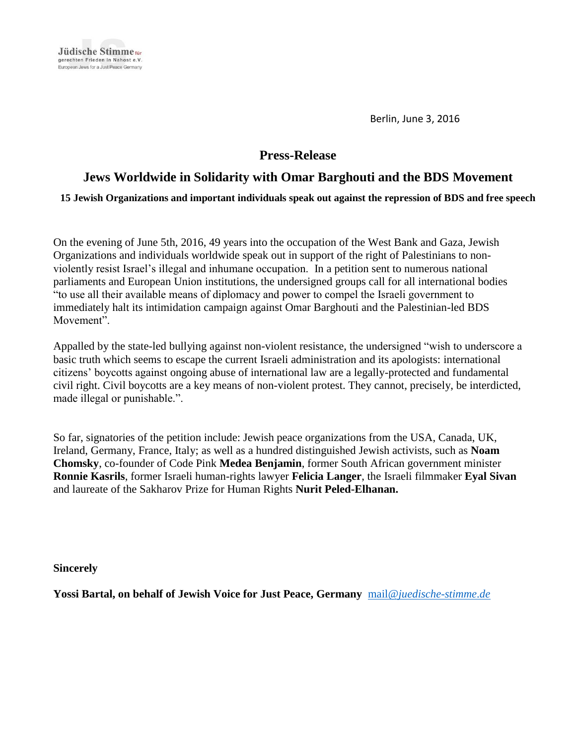Jüdische Stimme für gerechten Frieden in Nahost e.V.
European Jews for a Just Peace Germany

Berlin, June 3, 2016

# Press-Release

## Jews Worldwide in Solidarity with Omar Barghouti and the BDS Movement

**15 Jewish Organizations and important individuals speak out against the repression of BDS and free speech**

On the evening of June 5th, 2016, 49 years into the occupation of the West Bank and Gaza, Jewish Organizations and individuals worldwide speak out in support of the right of Palestinians to non-violently resist Israel's illegal and inhumane occupation. In a petition sent to numerous national parliaments and European Union institutions, the undersigned groups call for all international bodies "to use all their available means of diplomacy and power to compel the Israeli government to immediately halt its intimidation campaign against Omar Barghouti and the Palestinian-led BDS Movement".

Appalled by the state-led bullying against non-violent resistance, the undersigned "wish to underscore a basic truth which seems to escape the current Israeli administration and its apologists: international citizens' boycotts against ongoing abuse of international law are a legally-protected and fundamental civil right. Civil boycotts are a key means of non-violent protest. They cannot, precisely, be interdicted, made illegal or punishable.".

So far, signatories of the petition include: Jewish peace organizations from the USA, Canada, UK, Ireland, Germany, France, Italy; as well as a hundred distinguished Jewish activists, such as **Noam Chomsky**, co-founder of Code Pink **Medea Benjamin**, former South African government minister **Ronnie Kasrils**, former Israeli human-rights lawyer **Felicia Langer**, the Israeli filmmaker **Eyal Sivan** and laureate of the Sakharov Prize for Human Rights **Nurit Peled-Elhanan.**

**Sincerely**

**Yossi Bartal, on behalf of Jewish Voice for Just Peace, Germany** mail@juedische-stimme.de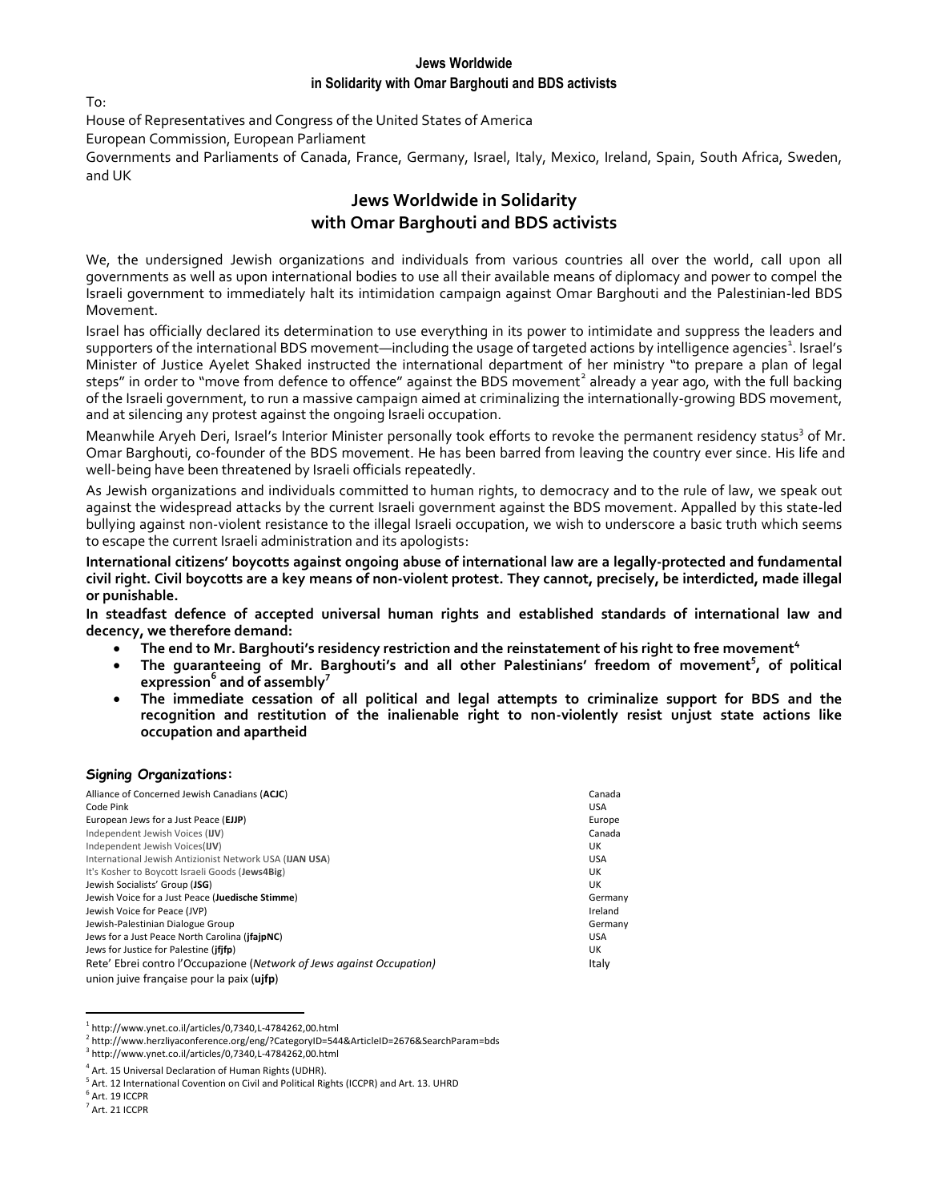**Jews Worldwide**
**in Solidarity with Omar Barghouti and BDS activists**

To:

House of Representatives and Congress of the United States of America

European Commission, European Parliament

Governments and Parliaments of Canada, France, Germany, Israel, Italy, Mexico, Ireland, Spain, South Africa, Sweden, and UK

# Jews Worldwide in Solidarity with Omar Barghouti and BDS activists

We, the undersigned Jewish organizations and individuals from various countries all over the world, call upon all governments as well as upon international bodies to use all their available means of diplomacy and power to compel the Israeli government to immediately halt its intimidation campaign against Omar Barghouti and the Palestinian-led BDS Movement.

Israel has officially declared its determination to use everything in its power to intimidate and suppress the leaders and supporters of the international BDS movement—including the usage of targeted actions by intelligence agencies[1]. Israel's Minister of Justice Ayelet Shaked instructed the international department of her ministry "to prepare a plan of legal steps" in order to "move from defence to offence" against the BDS movement[2] already a year ago, with the full backing of the Israeli government, to run a massive campaign aimed at criminalizing the internationally-growing BDS movement, and at silencing any protest against the ongoing Israeli occupation.

Meanwhile Aryeh Deri, Israel's Interior Minister personally took efforts to revoke the permanent residency status[3] of Mr. Omar Barghouti, co-founder of the BDS movement. He has been barred from leaving the country ever since. His life and well-being have been threatened by Israeli officials repeatedly.

As Jewish organizations and individuals committed to human rights, to democracy and to the rule of law, we speak out against the widespread attacks by the current Israeli government against the BDS movement. Appalled by this state-led bullying against non-violent resistance to the illegal Israeli occupation, we wish to underscore a basic truth which seems to escape the current Israeli administration and its apologists:

**International citizens' boycotts against ongoing abuse of international law are a legally-protected and fundamental civil right. Civil boycotts are a key means of non-violent protest. They cannot, precisely, be interdicted, made illegal or punishable.**

**In steadfast defence of accepted universal human rights and established standards of international law and decency, we therefore demand:**

- **The end to Mr. Barghouti's residency restriction and the reinstatement of his right to free movement[4]**
- **The guaranteeing of Mr. Barghouti's and all other Palestinians' freedom of movement[5], of political expression[6] and of assembly[7]**
- **The immediate cessation of all political and legal attempts to criminalize support for BDS and the recognition and restitution of the inalienable right to non-violently resist unjust state actions like occupation and apartheid**

### Signing Organizations:

| Organization | Country |
|---|---|
| Alliance of Concerned Jewish Canadians (**ACJC**) | Canada |
| Code Pink | USA |
| European Jews for a Just Peace (**EJJP**) | Europe |
| Independent Jewish Voices (**IJV**) | Canada |
| Independent Jewish Voices(**IJV**) | UK |
| International Jewish Antizionist Network USA (**IJAN USA**) | USA |
| It's Kosher to Boycott Israeli Goods (**Jews4Big**) | UK |
| Jewish Socialists' Group (**JSG**) | UK |
| Jewish Voice for a Just Peace (**Juedische Stimme**) | Germany |
| Jewish Voice for Peace (JVP) | Ireland |
| Jewish-Palestinian Dialogue Group | Germany |
| Jews for a Just Peace North Carolina (**jfajpNC**) | USA |
| Jews for Justice for Palestine (**jfjfp**) | UK |
| Rete' Ebrei contro l'Occupazione (*Network of Jews against Occupation)* | Italy |
| union juive française pour la paix (**ujfp**) | |

---

[1] http://www.ynet.co.il/articles/0,7340,L-4784262,00.html

[2] http://www.herzliyaconference.org/eng/?CategoryID=544&ArticleID=2676&SearchParam=bds

[3] http://www.ynet.co.il/articles/0,7340,L-4784262,00.html

[4] Art. 15 Universal Declaration of Human Rights (UDHR).

[5] Art. 12 International Covention on Civil and Political Rights (ICCPR) and Art. 13. UHRD

[6] Art. 19 ICCPR

[7] Art. 21 ICCPR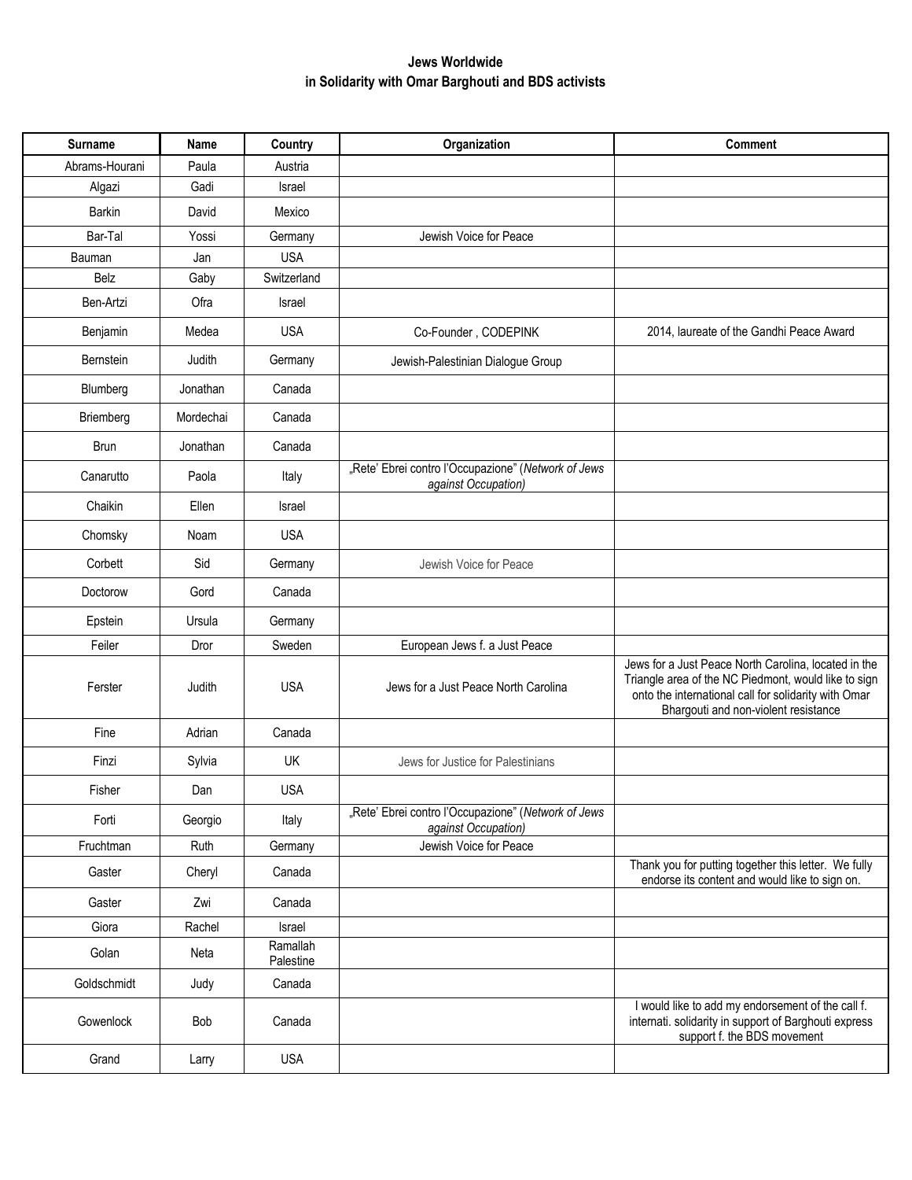**Jews Worldwide**
**in Solidarity with Omar Barghouti and BDS activists**

| Surname | Name | Country | Organization | Comment |
|---|---|---|---|---|
| Abrams-Hourani | Paula | Austria | | |
| Algazi | Gadi | Israel | | |
| Barkin | David | Mexico | | |
| Bar-Tal | Yossi | Germany | Jewish Voice for Peace | |
| Bauman | Jan | USA | | |
| Belz | Gaby | Switzerland | | |
| Ben-Artzi | Ofra | Israel | | |
| Benjamin | Medea | USA | Co-Founder , CODEPINK | 2014, laureate of the Gandhi Peace Award |
| Bernstein | Judith | Germany | Jewish-Palestinian Dialogue Group | |
| Blumberg | Jonathan | Canada | | |
| Briemberg | Mordechai | Canada | | |
| Brun | Jonathan | Canada | | |
| Canarutto | Paola | Italy | „Rete' Ebrei contro l'Occupazione" (*Network of Jews against Occupation)* | |
| Chaikin | Ellen | Israel | | |
| Chomsky | Noam | USA | | |
| Corbett | Sid | Germany | Jewish Voice for Peace | |
| Doctorow | Gord | Canada | | |
| Epstein | Ursula | Germany | | |
| Feiler | Dror | Sweden | European Jews f. a Just Peace | |
| Ferster | Judith | USA | Jews for a Just Peace North Carolina | Jews for a Just Peace North Carolina, located in the Triangle area of the NC Piedmont, would like to sign onto the international call for solidarity with Omar Bhargouti and non-violent resistance |
| Fine | Adrian | Canada | | |
| Finzi | Sylvia | UK | Jews for Justice for Palestinians | |
| Fisher | Dan | USA | | |
| Forti | Georgio | Italy | „Rete' Ebrei contro l'Occupazione" (*Network of Jews against Occupation)* | |
| Fruchtman | Ruth | Germany | Jewish Voice for Peace | |
| Gaster | Cheryl | Canada | | Thank you for putting together this letter. We fully endorse its content and would like to sign on. |
| Gaster | Zwi | Canada | | |
| Giora | Rachel | Israel | | |
| Golan | Neta | Ramallah Palestine | | |
| Goldschmidt | Judy | Canada | | |
| Gowenlock | Bob | Canada | | I would like to add my endorsement of the call f. internati. solidarity in support of Barghouti express support f. the BDS movement |
| Grand | Larry | USA | | |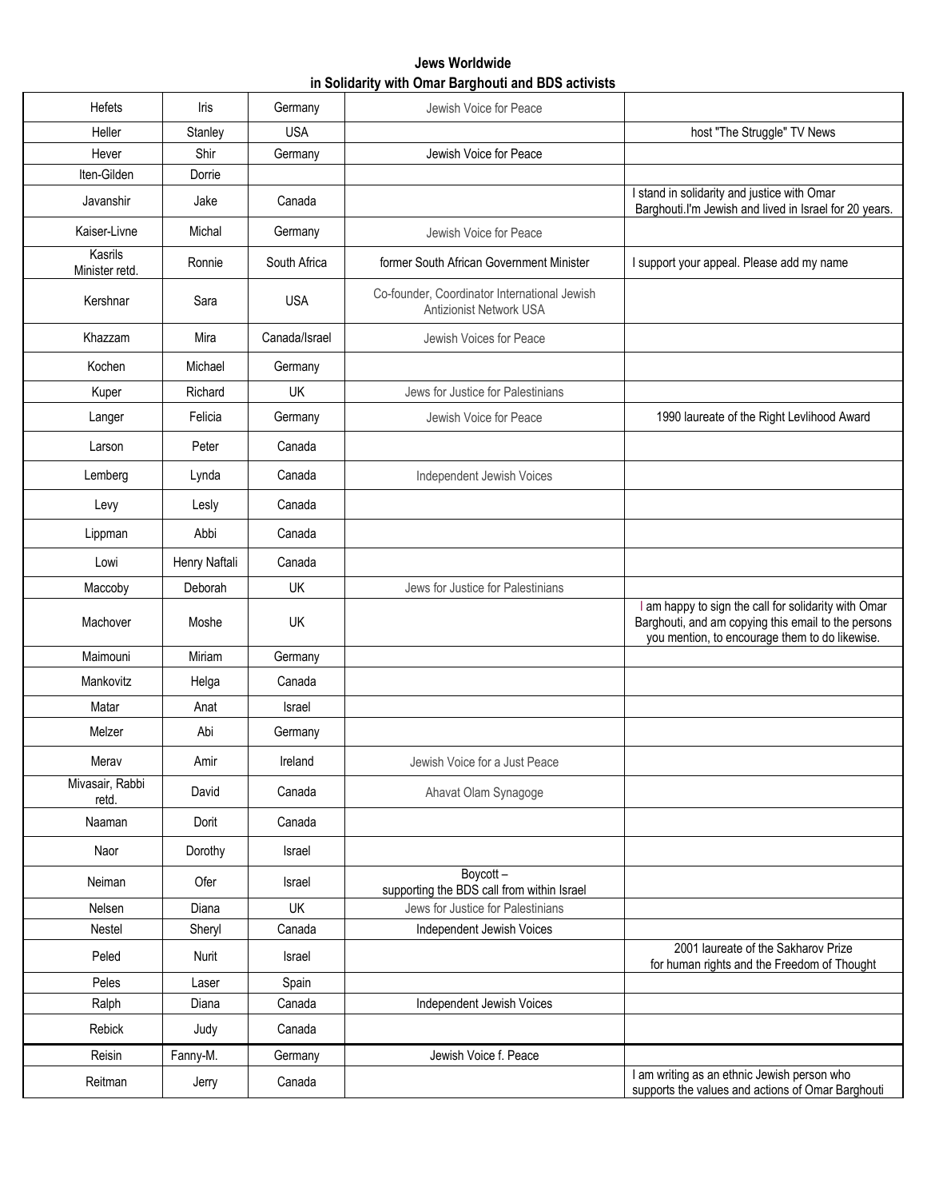**Jews Worldwide in Solidarity with Omar Barghouti and BDS activists**

| | | | | |
|---|---|---|---|---|
| Hefets | Iris | Germany | Jewish Voice for Peace | |
| Heller | Stanley | USA | | host "The Struggle" TV News |
| Hever | Shir | Germany | Jewish Voice for Peace | |
| Iten-Gilden | Dorrie | | | |
| Javanshir | Jake | Canada | | I stand in solidarity and justice with Omar Barghouti.I'm Jewish and lived in Israel for 20 years. |
| Kaiser-Livne | Michal | Germany | Jewish Voice for Peace | |
| Kasrils Minister retd. | Ronnie | South Africa | former South African Government Minister | I support your appeal. Please add my name |
| Kershnar | Sara | USA | Co-founder, Coordinator International Jewish Antizionist Network USA | |
| Khazzam | Mira | Canada/Israel | Jewish Voices for Peace | |
| Kochen | Michael | Germany | | |
| Kuper | Richard | UK | Jews for Justice for Palestinians | |
| Langer | Felicia | Germany | Jewish Voice for Peace | 1990 laureate of the Right Levlihood Award |
| Larson | Peter | Canada | | |
| Lemberg | Lynda | Canada | Independent Jewish Voices | |
| Levy | Lesly | Canada | | |
| Lippman | Abbi | Canada | | |
| Lowi | Henry Naftali | Canada | | |
| Maccoby | Deborah | UK | Jews for Justice for Palestinians | |
| Machover | Moshe | UK | | I am happy to sign the call for solidarity with Omar Barghouti, and am copying this email to the persons you mention, to encourage them to do likewise. |
| Maimouni | Miriam | Germany | | |
| Mankovitz | Helga | Canada | | |
| Matar | Anat | Israel | | |
| Melzer | Abi | Germany | | |
| Merav | Amir | Ireland | Jewish Voice for a Just Peace | |
| Mivasair, Rabbi retd. | David | Canada | Ahavat Olam Synagoge | |
| Naaman | Dorit | Canada | | |
| Naor | Dorothy | Israel | | |
| Neiman | Ofer | Israel | Boycott – supporting the BDS call from within Israel | |
| Nelsen | Diana | UK | Jews for Justice for Palestinians | |
| Nestel | Sheryl | Canada | Independent Jewish Voices | |
| Peled | Nurit | Israel | | 2001 laureate of the Sakharov Prize for human rights and the Freedom of Thought |
| Peles | Laser | Spain | | |
| Ralph | Diana | Canada | Independent Jewish Voices | |
| Rebick | Judy | Canada | | |
| Reisin | Fanny-M. | Germany | Jewish Voice f. Peace | |
| Reitman | Jerry | Canada | | I am writing as an ethnic Jewish person who supports the values and actions of Omar Barghouti |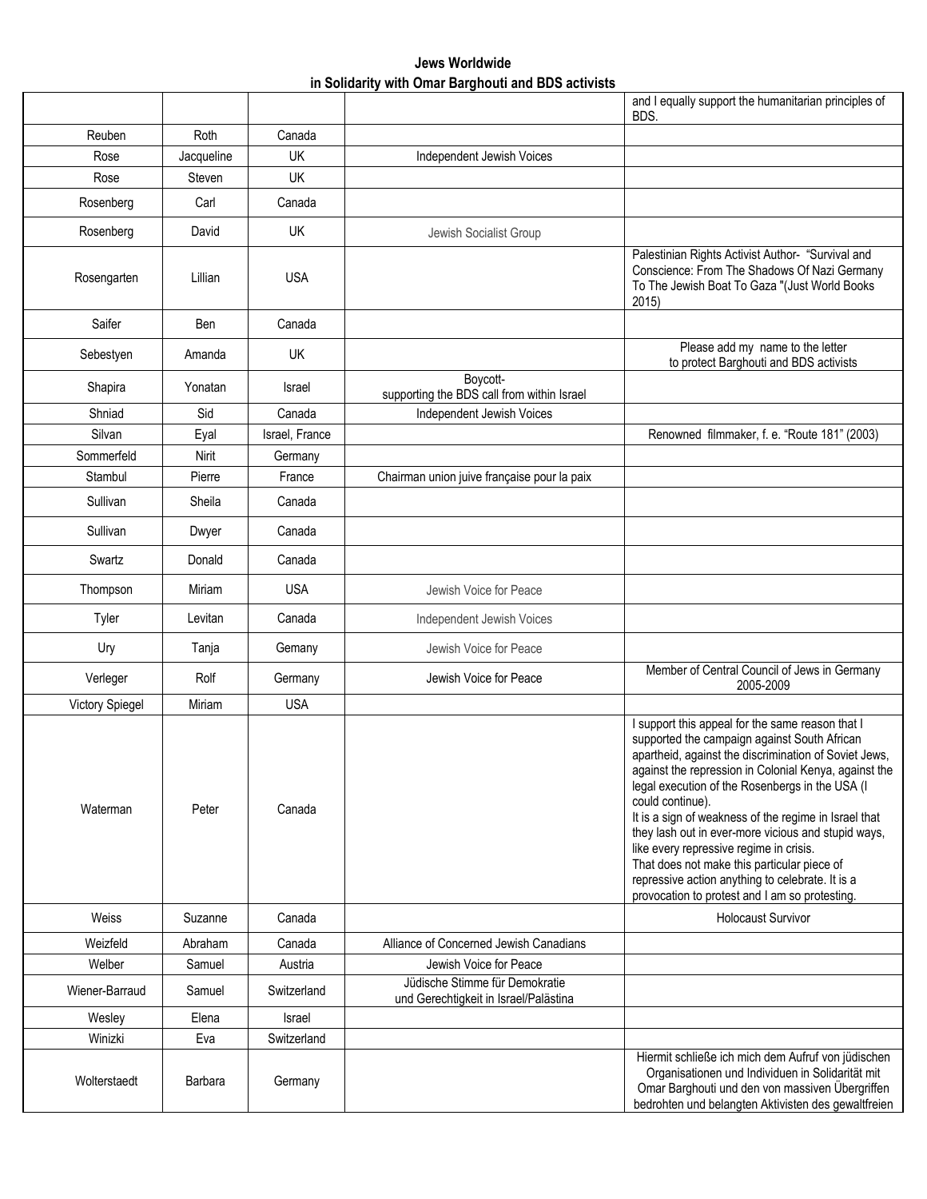**Jews Worldwide**
**in Solidarity with Omar Barghouti and BDS activists**

| | | | | |
|---|---|---|---|---|
| | | | | and I equally support the humanitarian principles of BDS. |
| Reuben | Roth | Canada | | |
| Rose | Jacqueline | UK | Independent Jewish Voices | |
| Rose | Steven | UK | | |
| Rosenberg | Carl | Canada | | |
| Rosenberg | David | UK | Jewish Socialist Group | |
| Rosengarten | Lillian | USA | | Palestinian Rights Activist Author- "Survival and Conscience: From The Shadows Of Nazi Germany To The Jewish Boat To Gaza "(Just World Books 2015) |
| Saifer | Ben | Canada | | |
| Sebestyen | Amanda | UK | | Please add my name to the letter to protect Barghouti and BDS activists |
| Shapira | Yonatan | Israel | Boycott- supporting the BDS call from within Israel | |
| Shniad | Sid | Canada | Independent Jewish Voices | |
| Silvan | Eyal | Israel, France | | Renowned filmmaker, f. e. "Route 181" (2003) |
| Sommerfeld | Nirit | Germany | | |
| Stambul | Pierre | France | Chairman union juive française pour la paix | |
| Sullivan | Sheila | Canada | | |
| Sullivan | Dwyer | Canada | | |
| Swartz | Donald | Canada | | |
| Thompson | Miriam | USA | Jewish Voice for Peace | |
| Tyler | Levitan | Canada | Independent Jewish Voices | |
| Ury | Tanja | Gemany | Jewish Voice for Peace | |
| Verleger | Rolf | Germany | Jewish Voice for Peace | Member of Central Council of Jews in Germany 2005-2009 |
| Victory Spiegel | Miriam | USA | | |
| Waterman | Peter | Canada | | I support this appeal for the same reason that I supported the campaign against South African apartheid, against the discrimination of Soviet Jews, against the repression in Colonial Kenya, against the legal execution of the Rosenbergs in the USA (I could continue). It is a sign of weakness of the regime in Israel that they lash out in ever-more vicious and stupid ways, like every repressive regime in crisis. That does not make this particular piece of repressive action anything to celebrate. It is a provocation to protest and I am so protesting. |
| Weiss | Suzanne | Canada | | Holocaust Survivor |
| Weizfeld | Abraham | Canada | Alliance of Concerned Jewish Canadians | |
| Welber | Samuel | Austria | Jewish Voice for Peace | |
| Wiener-Barraud | Samuel | Switzerland | Jüdische Stimme für Demokratie und Gerechtigkeit in Israel/Palästina | |
| Wesley | Elena | Israel | | |
| Winizki | Eva | Switzerland | | |
| Wolterstaedt | Barbara | Germany | | Hiermit schließe ich mich dem Aufruf von jüdischen Organisationen und Individuen in Solidarität mit Omar Barghouti und den von massiven Übergriffen bedrohten und belangten Aktivisten des gewaltfreien |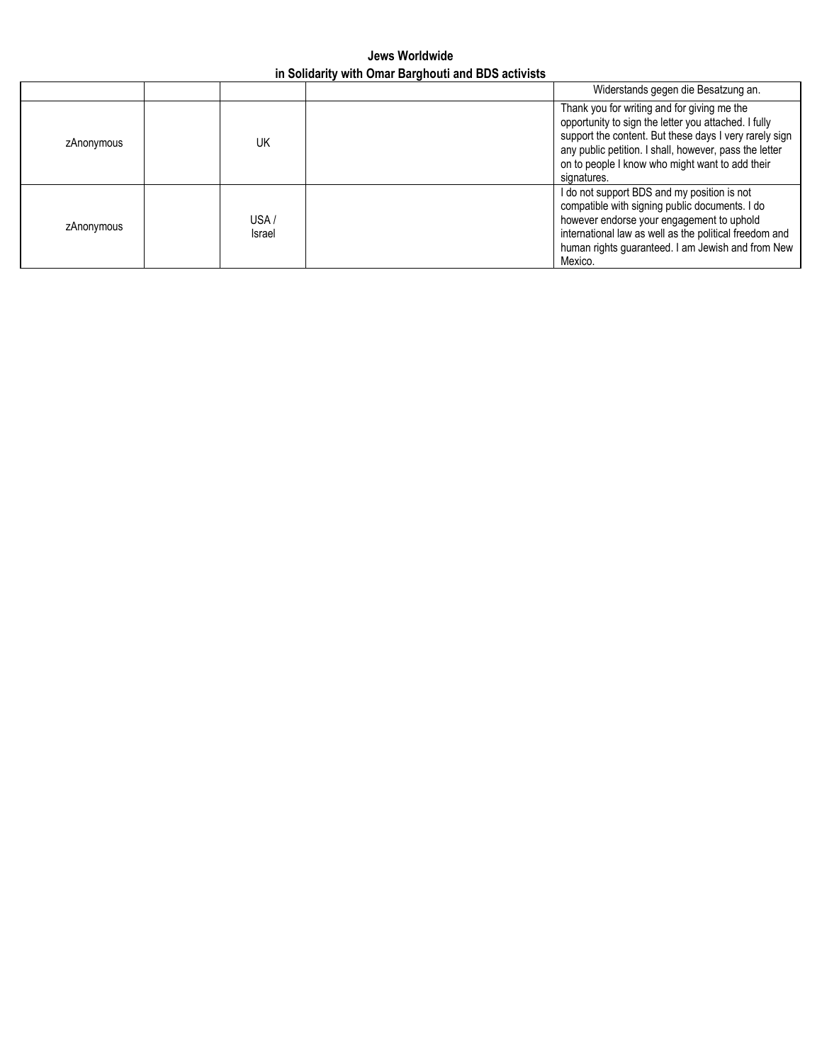**Jews Worldwide**
**in Solidarity with Omar Barghouti and BDS activists**

| | | | | |
|---|---|---|---|---|
| | | | | Widerstands gegen die Besatzung an. |
| zAnonymous | | UK | | Thank you for writing and for giving me the opportunity to sign the letter you attached. I fully support the content. But these days I very rarely sign any public petition. I shall, however, pass the letter on to people I know who might want to add their signatures. |
| zAnonymous | | USA / Israel | | I do not support BDS and my position is not compatible with signing public documents. I do however endorse your engagement to uphold international law as well as the political freedom and human rights guaranteed. I am Jewish and from New Mexico. |